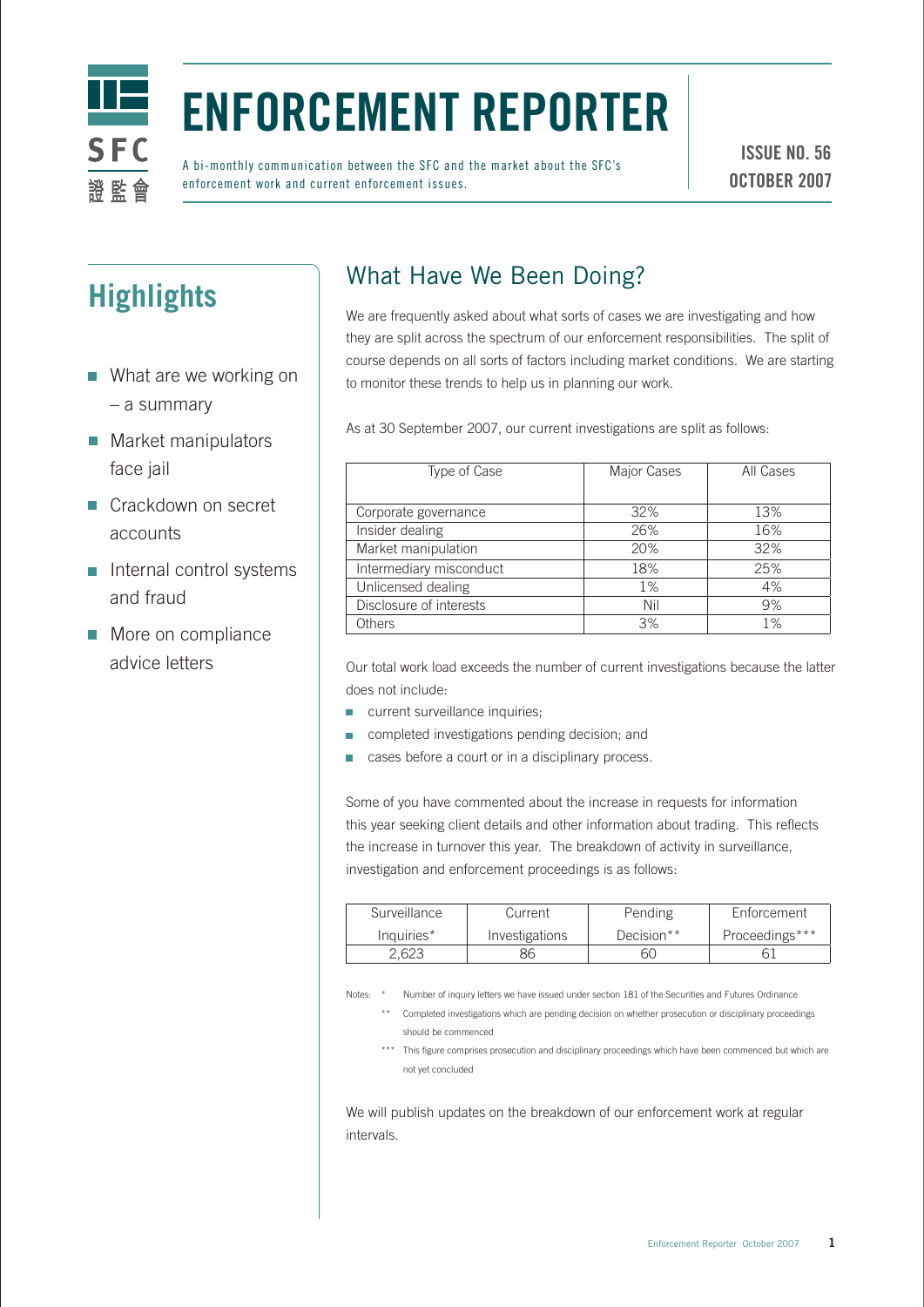# ENFORCEMENT REPORTER

A bi-monthly communication between the SFC and the market about the SFC's enforcement work and current enforcement issues.

**ISSUE NO. 56**
**OCTOBER 2007**

## Highlights

- What are we working on – a summary
- Market manipulators face jail
- Crackdown on secret accounts
- Internal control systems and fraud
- More on compliance advice letters

## What Have We Been Doing?

We are frequently asked about what sorts of cases we are investigating and how they are split across the spectrum of our enforcement responsibilities. The split of course depends on all sorts of factors including market conditions. We are starting to monitor these trends to help us in planning our work.

As at 30 September 2007, our current investigations are split as follows:

| Type of Case | Major Cases | All Cases |
|---|---|---|
| Corporate governance | 32% | 13% |
| Insider dealing | 26% | 16% |
| Market manipulation | 20% | 32% |
| Intermediary misconduct | 18% | 25% |
| Unlicensed dealing | 1% | 4% |
| Disclosure of interests | Nil | 9% |
| Others | 3% | 1% |

Our total work load exceeds the number of current investigations because the latter does not include:

- current surveillance inquiries;
- completed investigations pending decision; and
- cases before a court or in a disciplinary process.

Some of you have commented about the increase in requests for information this year seeking client details and other information about trading. This reflects the increase in turnover this year. The breakdown of activity in surveillance, investigation and enforcement proceedings is as follows:

| Surveillance Inquiries* | Current Investigations | Pending Decision** | Enforcement Proceedings*** |
|---|---|---|---|
| 2,623 | 86 | 60 | 61 |

Notes: * Number of inquiry letters we have issued under section 181 of the Securities and Futures Ordinance

** Completed investigations which are pending decision on whether prosecution or disciplinary proceedings should be commenced

*** This figure comprises prosecution and disciplinary proceedings which have been commenced but which are not yet concluded

We will publish updates on the breakdown of our enforcement work at regular intervals.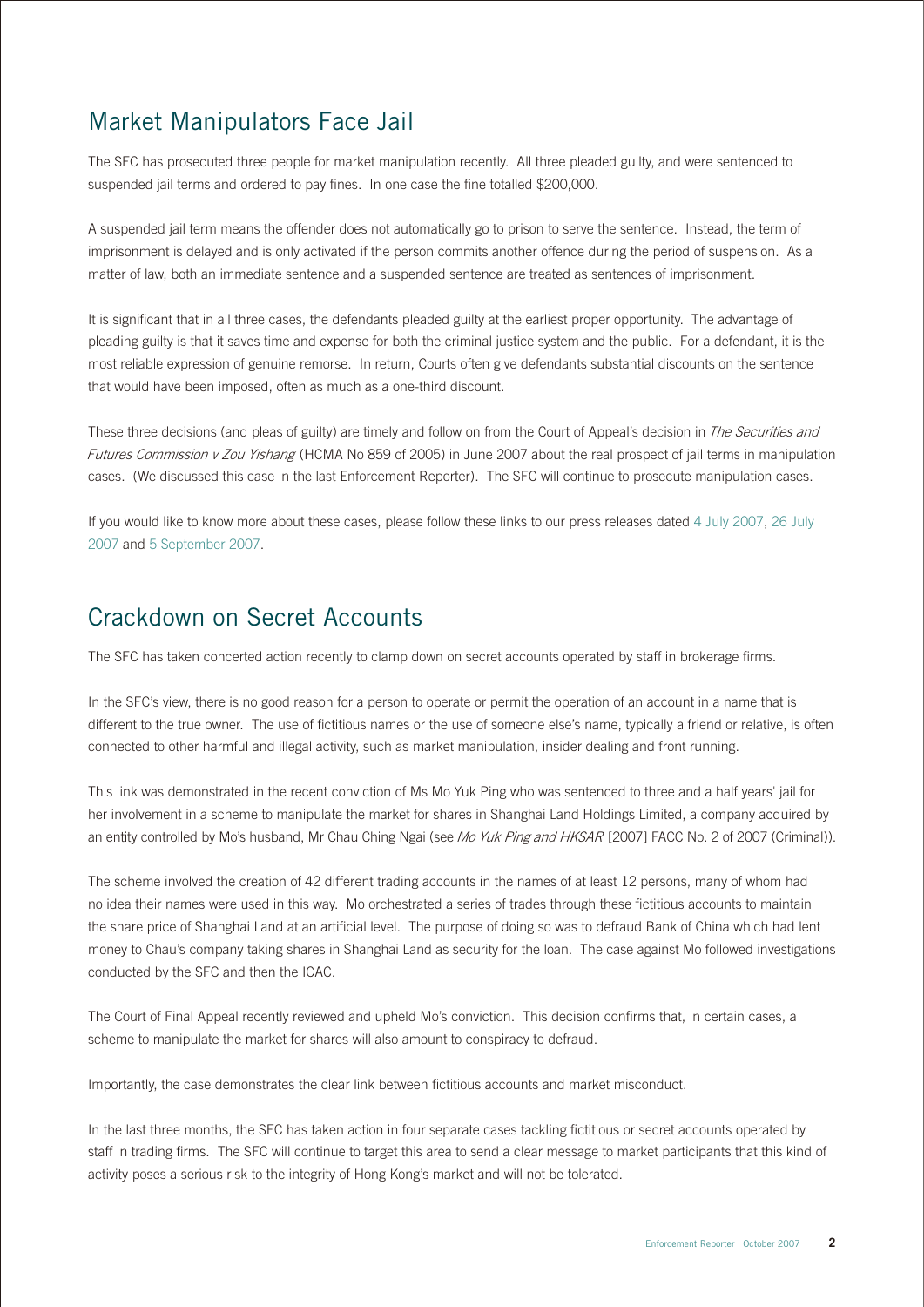## Market Manipulators Face Jail

The SFC has prosecuted three people for market manipulation recently. All three pleaded guilty, and were sentenced to suspended jail terms and ordered to pay fines. In one case the fine totalled $200,000.

A suspended jail term means the offender does not automatically go to prison to serve the sentence. Instead, the term of imprisonment is delayed and is only activated if the person commits another offence during the period of suspension. As a matter of law, both an immediate sentence and a suspended sentence are treated as sentences of imprisonment.

It is significant that in all three cases, the defendants pleaded guilty at the earliest proper opportunity. The advantage of pleading guilty is that it saves time and expense for both the criminal justice system and the public. For a defendant, it is the most reliable expression of genuine remorse. In return, Courts often give defendants substantial discounts on the sentence that would have been imposed, often as much as a one-third discount.

These three decisions (and pleas of guilty) are timely and follow on from the Court of Appeal's decision in *The Securities and Futures Commission v Zou Yishang* (HCMA No 859 of 2005) in June 2007 about the real prospect of jail terms in manipulation cases. (We discussed this case in the last Enforcement Reporter). The SFC will continue to prosecute manipulation cases.

If you would like to know more about these cases, please follow these links to our press releases dated 4 July 2007, 26 July 2007 and 5 September 2007.

## Crackdown on Secret Accounts

The SFC has taken concerted action recently to clamp down on secret accounts operated by staff in brokerage firms.

In the SFC's view, there is no good reason for a person to operate or permit the operation of an account in a name that is different to the true owner. The use of fictitious names or the use of someone else's name, typically a friend or relative, is often connected to other harmful and illegal activity, such as market manipulation, insider dealing and front running.

This link was demonstrated in the recent conviction of Ms Mo Yuk Ping who was sentenced to three and a half years' jail for her involvement in a scheme to manipulate the market for shares in Shanghai Land Holdings Limited, a company acquired by an entity controlled by Mo's husband, Mr Chau Ching Ngai (see *Mo Yuk Ping and HKSAR* [2007] FACC No. 2 of 2007 (Criminal)).

The scheme involved the creation of 42 different trading accounts in the names of at least 12 persons, many of whom had no idea their names were used in this way. Mo orchestrated a series of trades through these fictitious accounts to maintain the share price of Shanghai Land at an artificial level. The purpose of doing so was to defraud Bank of China which had lent money to Chau's company taking shares in Shanghai Land as security for the loan. The case against Mo followed investigations conducted by the SFC and then the ICAC.

The Court of Final Appeal recently reviewed and upheld Mo's conviction. This decision confirms that, in certain cases, a scheme to manipulate the market for shares will also amount to conspiracy to defraud.

Importantly, the case demonstrates the clear link between fictitious accounts and market misconduct.

In the last three months, the SFC has taken action in four separate cases tackling fictitious or secret accounts operated by staff in trading firms. The SFC will continue to target this area to send a clear message to market participants that this kind of activity poses a serious risk to the integrity of Hong Kong's market and will not be tolerated.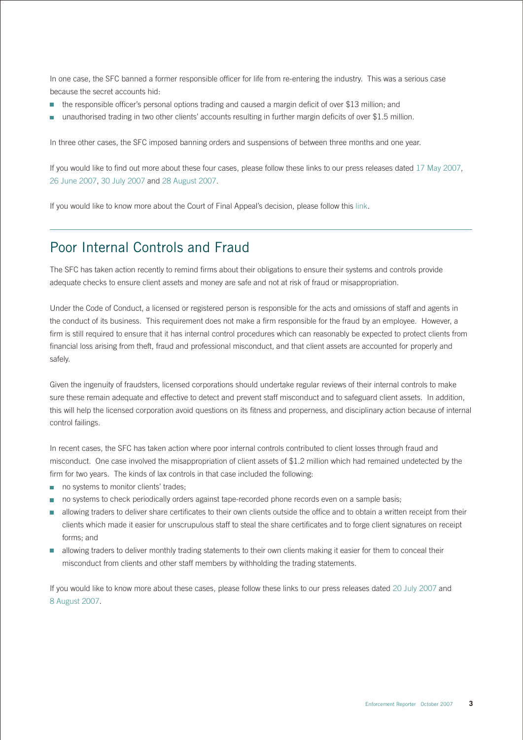In one case, the SFC banned a former responsible officer for life from re-entering the industry. This was a serious case because the secret accounts hid:

- the responsible officer's personal options trading and caused a margin deficit of over $13 million; and
- unauthorised trading in two other clients' accounts resulting in further margin deficits of over $1.5 million.

In three other cases, the SFC imposed banning orders and suspensions of between three months and one year.

If you would like to find out more about these four cases, please follow these links to our press releases dated 17 May 2007, 26 June 2007, 30 July 2007 and 28 August 2007.

If you would like to know more about the Court of Final Appeal's decision, please follow this link.

## Poor Internal Controls and Fraud

The SFC has taken action recently to remind firms about their obligations to ensure their systems and controls provide adequate checks to ensure client assets and money are safe and not at risk of fraud or misappropriation.

Under the Code of Conduct, a licensed or registered person is responsible for the acts and omissions of staff and agents in the conduct of its business. This requirement does not make a firm responsible for the fraud by an employee. However, a firm is still required to ensure that it has internal control procedures which can reasonably be expected to protect clients from financial loss arising from theft, fraud and professional misconduct, and that client assets are accounted for properly and safely.

Given the ingenuity of fraudsters, licensed corporations should undertake regular reviews of their internal controls to make sure these remain adequate and effective to detect and prevent staff misconduct and to safeguard client assets. In addition, this will help the licensed corporation avoid questions on its fitness and properness, and disciplinary action because of internal control failings.

In recent cases, the SFC has taken action where poor internal controls contributed to client losses through fraud and misconduct. One case involved the misappropriation of client assets of $1.2 million which had remained undetected by the firm for two years. The kinds of lax controls in that case included the following:

- no systems to monitor clients' trades;
- no systems to check periodically orders against tape-recorded phone records even on a sample basis;
- allowing traders to deliver share certificates to their own clients outside the office and to obtain a written receipt from their clients which made it easier for unscrupulous staff to steal the share certificates and to forge client signatures on receipt forms; and
- allowing traders to deliver monthly trading statements to their own clients making it easier for them to conceal their misconduct from clients and other staff members by withholding the trading statements.

If you would like to know more about these cases, please follow these links to our press releases dated 20 July 2007 and 8 August 2007.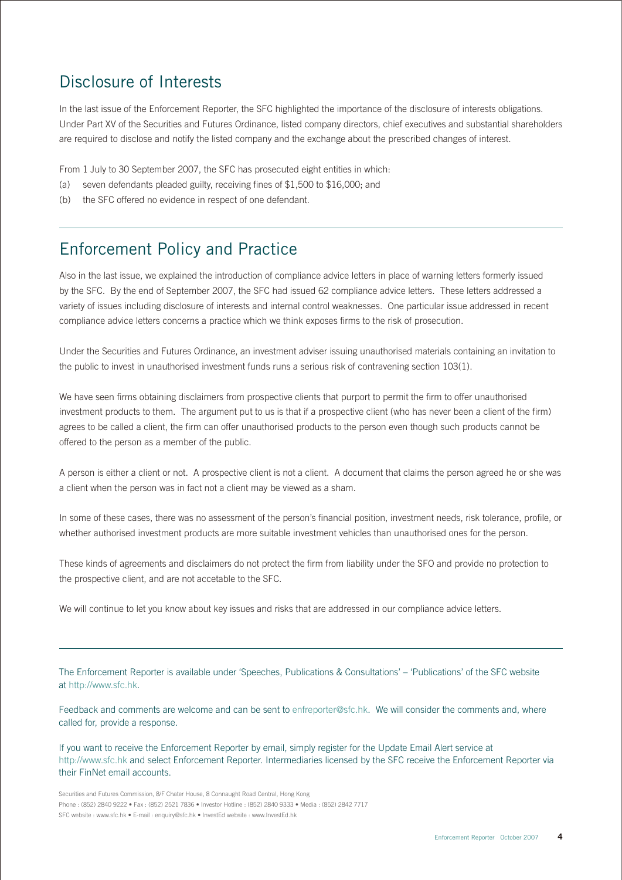## Disclosure of Interests

In the last issue of the Enforcement Reporter, the SFC highlighted the importance of the disclosure of interests obligations. Under Part XV of the Securities and Futures Ordinance, listed company directors, chief executives and substantial shareholders are required to disclose and notify the listed company and the exchange about the prescribed changes of interest.

From 1 July to 30 September 2007, the SFC has prosecuted eight entities in which:

(a) seven defendants pleaded guilty, receiving fines of $1,500 to $16,000; and

(b) the SFC offered no evidence in respect of one defendant.

## Enforcement Policy and Practice

Also in the last issue, we explained the introduction of compliance advice letters in place of warning letters formerly issued by the SFC. By the end of September 2007, the SFC had issued 62 compliance advice letters. These letters addressed a variety of issues including disclosure of interests and internal control weaknesses. One particular issue addressed in recent compliance advice letters concerns a practice which we think exposes firms to the risk of prosecution.

Under the Securities and Futures Ordinance, an investment adviser issuing unauthorised materials containing an invitation to the public to invest in unauthorised investment funds runs a serious risk of contravening section 103(1).

We have seen firms obtaining disclaimers from prospective clients that purport to permit the firm to offer unauthorised investment products to them. The argument put to us is that if a prospective client (who has never been a client of the firm) agrees to be called a client, the firm can offer unauthorised products to the person even though such products cannot be offered to the person as a member of the public.

A person is either a client or not. A prospective client is not a client. A document that claims the person agreed he or she was a client when the person was in fact not a client may be viewed as a sham.

In some of these cases, there was no assessment of the person's financial position, investment needs, risk tolerance, profile, or whether authorised investment products are more suitable investment vehicles than unauthorised ones for the person.

These kinds of agreements and disclaimers do not protect the firm from liability under the SFO and provide no protection to the prospective client, and are not accetable to the SFC.

We will continue to let you know about key issues and risks that are addressed in our compliance advice letters.

---

The Enforcement Reporter is available under 'Speeches, Publications & Consultations' – 'Publications' of the SFC website at http://www.sfc.hk.

Feedback and comments are welcome and can be sent to enfreporter@sfc.hk. We will consider the comments and, where called for, provide a response.

If you want to receive the Enforcement Reporter by email, simply register for the Update Email Alert service at http://www.sfc.hk and select Enforcement Reporter. Intermediaries licensed by the SFC receive the Enforcement Reporter via their FinNet email accounts.

Securities and Futures Commission, 8/F Chater House, 8 Connaught Road Central, Hong Kong
Phone : (852) 2840 9222 • Fax : (852) 2521 7836 • Investor Hotline : (852) 2840 9333 • Media : (852) 2842 7717
SFC website : www.sfc.hk • E-mail : enquiry@sfc.hk • InvestEd website : www.InvestEd.hk